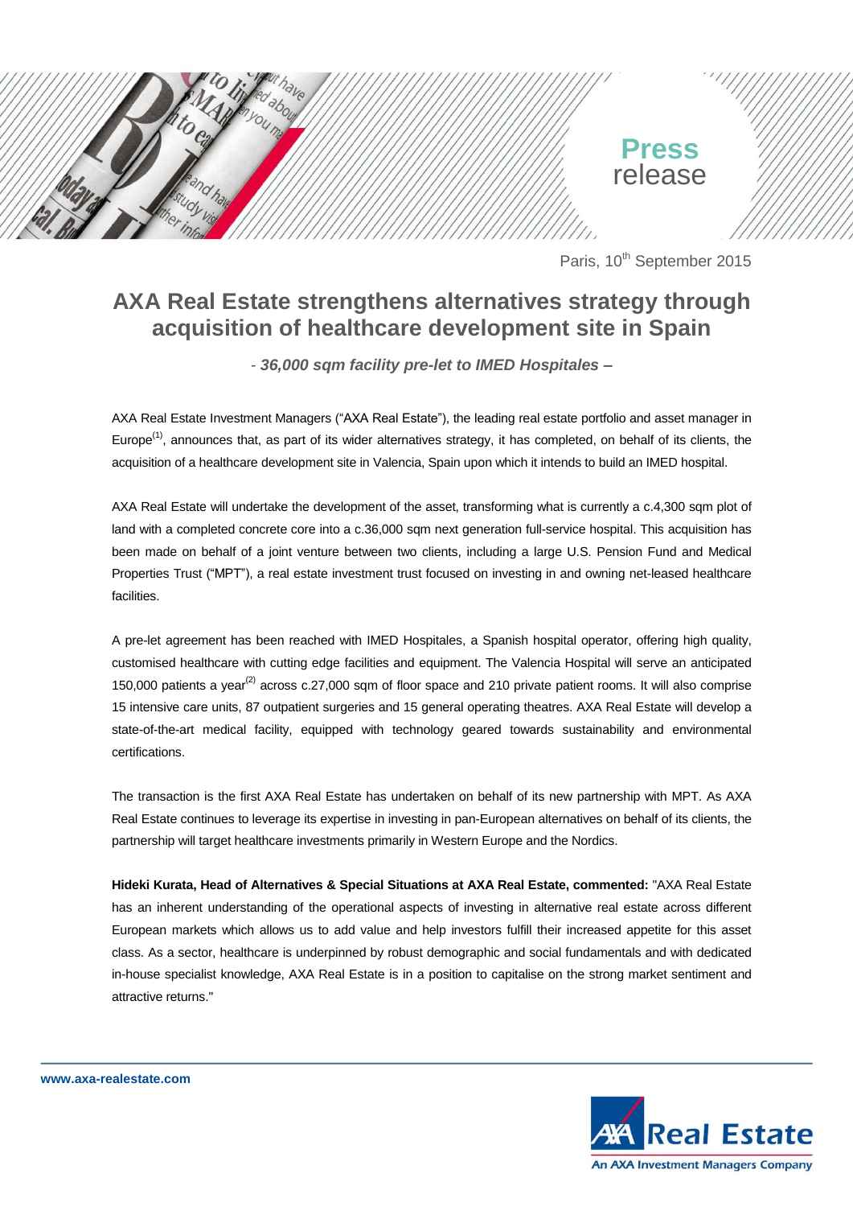Press release

Paris, 10th September 2015

# AXA Real Estate strengthens alternatives strategy through acquisition of healthcare development site in Spain

*- **36,000 sqm facility pre-let to IMED Hospitales –***

AXA Real Estate Investment Managers ("AXA Real Estate"), the leading real estate portfolio and asset manager in Europe[1], announces that, as part of its wider alternatives strategy, it has completed, on behalf of its clients, the acquisition of a healthcare development site in Valencia, Spain upon which it intends to build an IMED hospital.

AXA Real Estate will undertake the development of the asset, transforming what is currently a c.4,300 sqm plot of land with a completed concrete core into a c.36,000 sqm next generation full-service hospital. This acquisition has been made on behalf of a joint venture between two clients, including a large U.S. Pension Fund and Medical Properties Trust ("MPT"), a real estate investment trust focused on investing in and owning net-leased healthcare facilities.

A pre-let agreement has been reached with IMED Hospitales, a Spanish hospital operator, offering high quality, customised healthcare with cutting edge facilities and equipment. The Valencia Hospital will serve an anticipated 150,000 patients a year[2] across c.27,000 sqm of floor space and 210 private patient rooms. It will also comprise 15 intensive care units, 87 outpatient surgeries and 15 general operating theatres. AXA Real Estate will develop a state-of-the-art medical facility, equipped with technology geared towards sustainability and environmental certifications.

The transaction is the first AXA Real Estate has undertaken on behalf of its new partnership with MPT. As AXA Real Estate continues to leverage its expertise in investing in pan-European alternatives on behalf of its clients, the partnership will target healthcare investments primarily in Western Europe and the Nordics.

**Hideki Kurata, Head of Alternatives & Special Situations at AXA Real Estate, commented:** "AXA Real Estate has an inherent understanding of the operational aspects of investing in alternative real estate across different European markets which allows us to add value and help investors fulfill their increased appetite for this asset class. As a sector, healthcare is underpinned by robust demographic and social fundamentals and with dedicated in-house specialist knowledge, AXA Real Estate is in a position to capitalise on the strong market sentiment and attractive returns."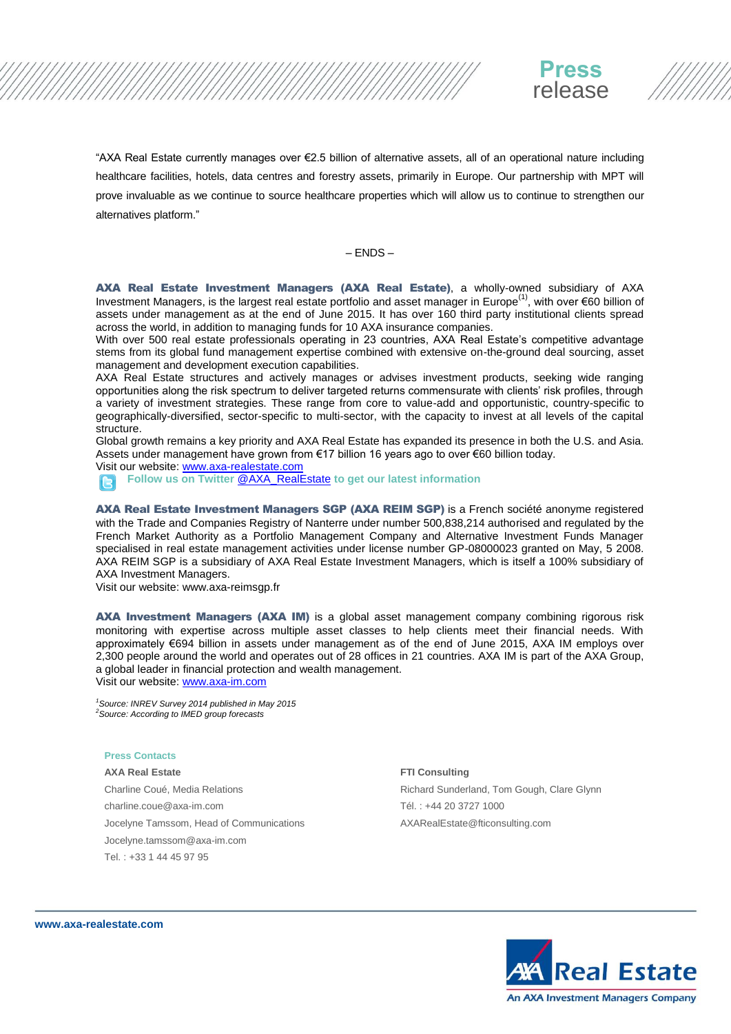"AXA Real Estate currently manages over €2.5 billion of alternative assets, all of an operational nature including healthcare facilities, hotels, data centres and forestry assets, primarily in Europe. Our partnership with MPT will prove invaluable as we continue to source healthcare properties which will allow us to continue to strengthen our alternatives platform."

– ENDS –

**AXA Real Estate Investment Managers (AXA Real Estate)**, a wholly-owned subsidiary of AXA Investment Managers, is the largest real estate portfolio and asset manager in Europe[(1)], with over €60 billion of assets under management as at the end of June 2015. It has over 160 third party institutional clients spread across the world, in addition to managing funds for 10 AXA insurance companies.
With over 500 real estate professionals operating in 23 countries, AXA Real Estate's competitive advantage stems from its global fund management expertise combined with extensive on-the-ground deal sourcing, asset management and development execution capabilities.
AXA Real Estate structures and actively manages or advises investment products, seeking wide ranging opportunities along the risk spectrum to deliver targeted returns commensurate with clients' risk profiles, through a variety of investment strategies. These range from core to value-add and opportunistic, country-specific to geographically-diversified, sector-specific to multi-sector, with the capacity to invest at all levels of the capital structure.
Global growth remains a key priority and AXA Real Estate has expanded its presence in both the U.S. and Asia. Assets under management have grown from €17 billion 16 years ago to over €60 billion today.
Visit our website: www.axa-realestate.com
**Follow us on Twitter @AXA_RealEstate to get our latest information**

**AXA Real Estate Investment Managers SGP (AXA REIM SGP)** is a French société anonyme registered with the Trade and Companies Registry of Nanterre under number 500,838,214 authorised and regulated by the French Market Authority as a Portfolio Management Company and Alternative Investment Funds Manager specialised in real estate management activities under license number GP-08000023 granted on May, 5 2008. AXA REIM SGP is a subsidiary of AXA Real Estate Investment Managers, which is itself a 100% subsidiary of AXA Investment Managers.
Visit our website: www.axa-reimsgp.fr

**AXA Investment Managers (AXA IM)** is a global asset management company combining rigorous risk monitoring with expertise across multiple asset classes to help clients meet their financial needs. With approximately €694 billion in assets under management as of the end of June 2015, AXA IM employs over 2,300 people around the world and operates out of 28 offices in 21 countries. AXA IM is part of the AXA Group, a global leader in financial protection and wealth management.
Visit our website: www.axa-im.com

*[1]Source: INREV Survey 2014 published in May 2015*
*[2]Source: According to IMED group forecasts*

**Press Contacts**

**AXA Real Estate**
Charline Coué, Media Relations
charline.coue@axa-im.com
Jocelyne Tamssom, Head of Communications
Jocelyne.tamssom@axa-im.com
Tel. : +33 1 44 45 97 95

**FTI Consulting**
Richard Sunderland, Tom Gough, Clare Glynn
Tél. : +44 20 3727 1000
AXARealEstate@fticonsulting.com